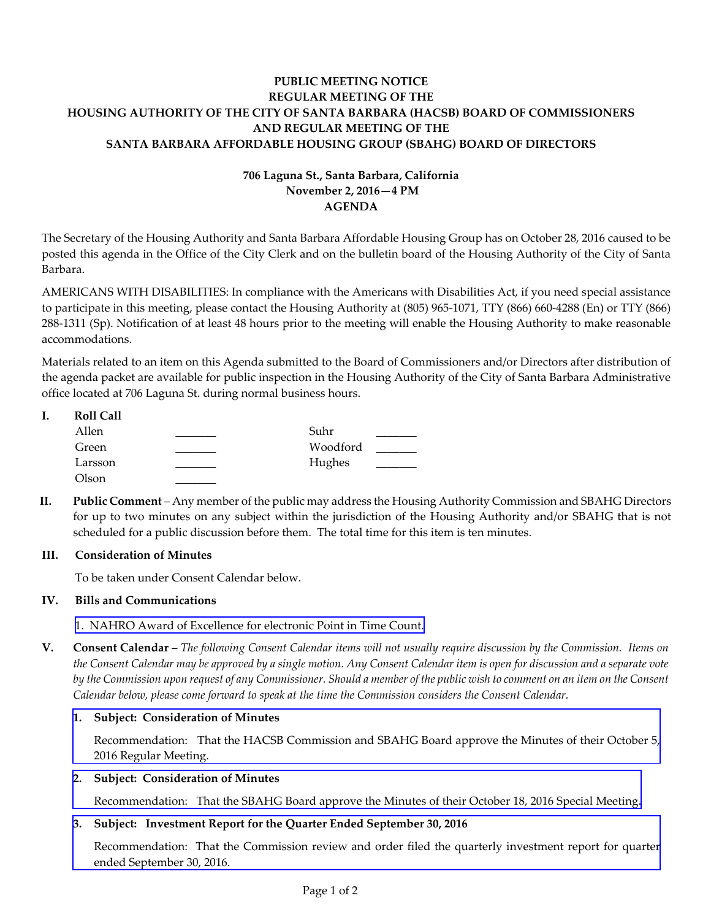**PUBLIC MEETING NOTICE**
**REGULAR MEETING OF THE**
**HOUSING AUTHORITY OF THE CITY OF SANTA BARBARA (HACSB) BOARD OF COMMISSIONERS**
**AND REGULAR MEETING OF THE**
**SANTA BARBARA AFFORDABLE HOUSING GROUP (SBAHG) BOARD OF DIRECTORS**

**706 Laguna St., Santa Barbara, California**
**November 2, 2016—4 PM**
**AGENDA**

The Secretary of the Housing Authority and Santa Barbara Affordable Housing Group has on October 28, 2016 caused to be posted this agenda in the Office of the City Clerk and on the bulletin board of the Housing Authority of the City of Santa Barbara.

AMERICANS WITH DISABILITIES: In compliance with the Americans with Disabilities Act, if you need special assistance to participate in this meeting, please contact the Housing Authority at (805) 965-1071, TTY (866) 660-4288 (En) or TTY (866) 288-1311 (Sp). Notification of at least 48 hours prior to the meeting will enable the Housing Authority to make reasonable accommodations.

Materials related to an item on this Agenda submitted to the Board of Commissioners and/or Directors after distribution of the agenda packet are available for public inspection in the Housing Authority of the City of Santa Barbara Administrative office located at 706 Laguna St. during normal business hours.

**I. Roll Call**

| | | | |
|---|---|---|---|
| Allen | _______ | Suhr | _______ |
| Green | _______ | Woodford | _______ |
| Larsson | _______ | Hughes | _______ |
| Olson | _______ | | |

**II. Public Comment** – Any member of the public may address the Housing Authority Commission and SBAHG Directors for up to two minutes on any subject within the jurisdiction of the Housing Authority and/or SBAHG that is not scheduled for a public discussion before them. The total time for this item is ten minutes.

**III. Consideration of Minutes**

To be taken under Consent Calendar below.

**IV. Bills and Communications**

1. NAHRO Award of Excellence for electronic Point in Time Count.

**V. Consent Calendar** – *The following Consent Calendar items will not usually require discussion by the Commission. Items on the Consent Calendar may be approved by a single motion. Any Consent Calendar item is open for discussion and a separate vote by the Commission upon request of any Commissioner. Should a member of the public wish to comment on an item on the Consent Calendar below, please come forward to speak at the time the Commission considers the Consent Calendar.*

1. **Subject: Consideration of Minutes**

   Recommendation: That the HACSB Commission and SBAHG Board approve the Minutes of their October 5, 2016 Regular Meeting.

2. **Subject: Consideration of Minutes**

   Recommendation: That the SBAHG Board approve the Minutes of their October 18, 2016 Special Meeting.

3. **Subject: Investment Report for the Quarter Ended September 30, 2016**

   Recommendation: That the Commission review and order filed the quarterly investment report for quarter ended September 30, 2016.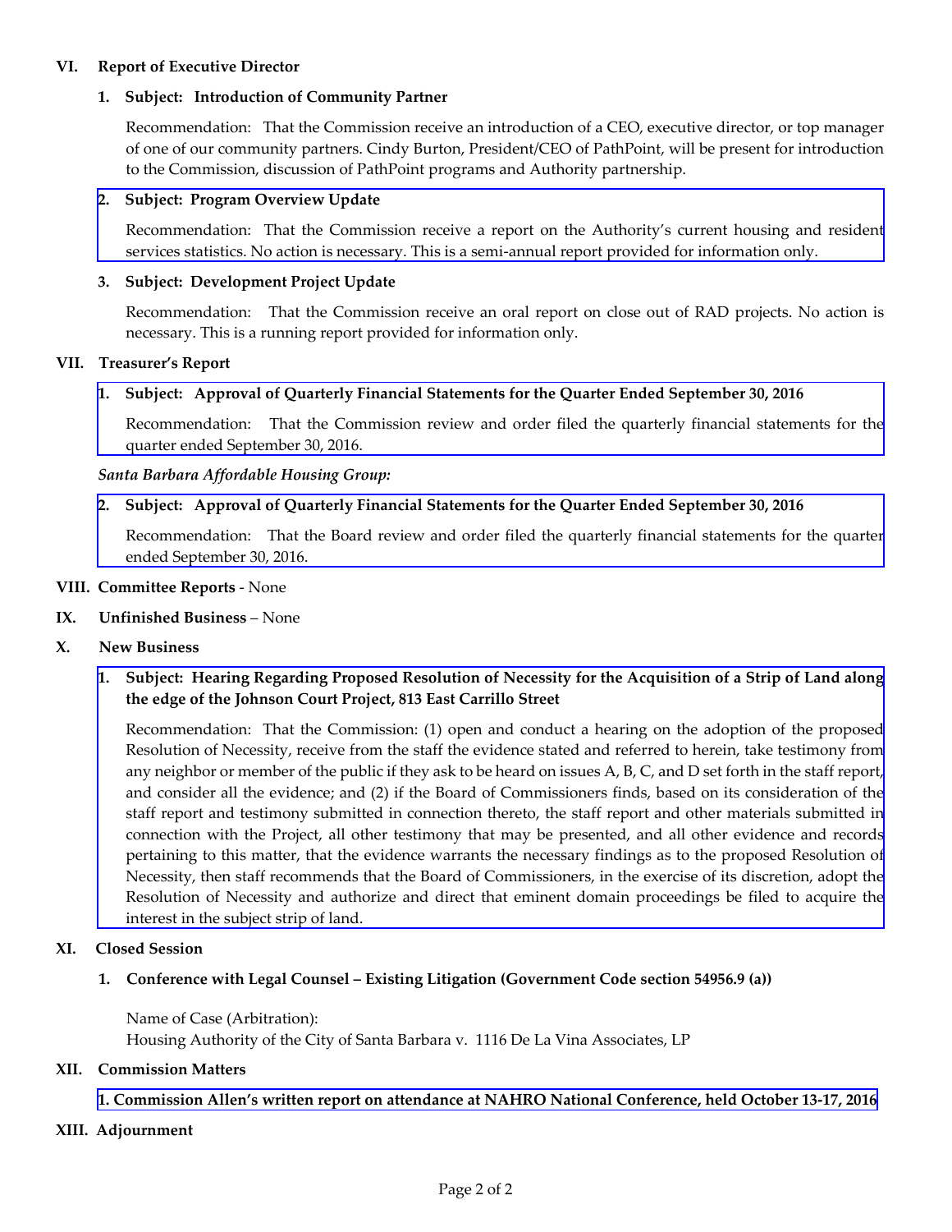## VI. Report of Executive Director

**1. Subject: Introduction of Community Partner**

Recommendation: That the Commission receive an introduction of a CEO, executive director, or top manager of one of our community partners. Cindy Burton, President/CEO of PathPoint, will be present for introduction to the Commission, discussion of PathPoint programs and Authority partnership.

**2. Subject: Program Overview Update**

Recommendation: That the Commission receive a report on the Authority's current housing and resident services statistics. No action is necessary. This is a semi-annual report provided for information only.

**3. Subject: Development Project Update**

Recommendation: That the Commission receive an oral report on close out of RAD projects. No action is necessary. This is a running report provided for information only.

## VII. Treasurer's Report

**1. Subject: Approval of Quarterly Financial Statements for the Quarter Ended September 30, 2016**

Recommendation: That the Commission review and order filed the quarterly financial statements for the quarter ended September 30, 2016.

*Santa Barbara Affordable Housing Group:*

**2. Subject: Approval of Quarterly Financial Statements for the Quarter Ended September 30, 2016**

Recommendation: That the Board review and order filed the quarterly financial statements for the quarter ended September 30, 2016.

## VIII. Committee Reports - None

## IX. Unfinished Business – None

## X. New Business

**1. Subject: Hearing Regarding Proposed Resolution of Necessity for the Acquisition of a Strip of Land along the edge of the Johnson Court Project, 813 East Carrillo Street**

Recommendation: That the Commission: (1) open and conduct a hearing on the adoption of the proposed Resolution of Necessity, receive from the staff the evidence stated and referred to herein, take testimony from any neighbor or member of the public if they ask to be heard on issues A, B, C, and D set forth in the staff report, and consider all the evidence; and (2) if the Board of Commissioners finds, based on its consideration of the staff report and testimony submitted in connection thereto, the staff report and other materials submitted in connection with the Project, all other testimony that may be presented, and all other evidence and records pertaining to this matter, that the evidence warrants the necessary findings as to the proposed Resolution of Necessity, then staff recommends that the Board of Commissioners, in the exercise of its discretion, adopt the Resolution of Necessity and authorize and direct that eminent domain proceedings be filed to acquire the interest in the subject strip of land.

## XI. Closed Session

**1. Conference with Legal Counsel – Existing Litigation (Government Code section 54956.9 (a))**

Name of Case (Arbitration):
Housing Authority of the City of Santa Barbara v. 1116 De La Vina Associates, LP

## XII. Commission Matters

**1. Commission Allen's written report on attendance at NAHRO National Conference, held October 13-17, 2016**

## XIII. Adjournment